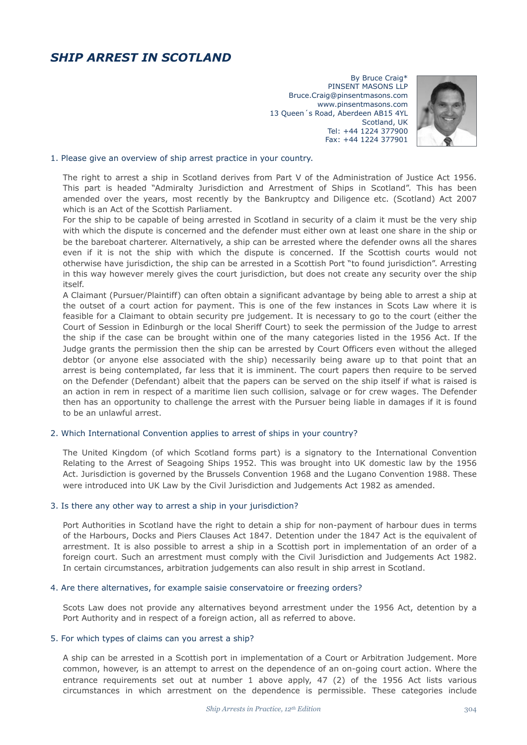# SHIP ARREST IN SCOTLAND

By Bruce Craig*
PINSENT MASONS LLP
Bruce.Craig@pinsentmasons.com
www.pinsentmasons.com
13 Queen´s Road, Aberdeen AB15 4YL
Scotland, UK
Tel: +44 1224 377900
Fax: +44 1224 377901

## 1. Please give an overview of ship arrest practice in your country.

The right to arrest a ship in Scotland derives from Part V of the Administration of Justice Act 1956. This part is headed "Admiralty Jurisdiction and Arrestment of Ships in Scotland". This has been amended over the years, most recently by the Bankruptcy and Diligence etc. (Scotland) Act 2007 which is an Act of the Scottish Parliament.

For the ship to be capable of being arrested in Scotland in security of a claim it must be the very ship with which the dispute is concerned and the defender must either own at least one share in the ship or be the bareboat charterer. Alternatively, a ship can be arrested where the defender owns all the shares even if it is not the ship with which the dispute is concerned. If the Scottish courts would not otherwise have jurisdiction, the ship can be arrested in a Scottish Port "to found jurisdiction". Arresting in this way however merely gives the court jurisdiction, but does not create any security over the ship itself.

A Claimant (Pursuer/Plaintiff) can often obtain a significant advantage by being able to arrest a ship at the outset of a court action for payment. This is one of the few instances in Scots Law where it is feasible for a Claimant to obtain security pre judgement. It is necessary to go to the court (either the Court of Session in Edinburgh or the local Sheriff Court) to seek the permission of the Judge to arrest the ship if the case can be brought within one of the many categories listed in the 1956 Act. If the Judge grants the permission then the ship can be arrested by Court Officers even without the alleged debtor (or anyone else associated with the ship) necessarily being aware up to that point that an arrest is being contemplated, far less that it is imminent. The court papers then require to be served on the Defender (Defendant) albeit that the papers can be served on the ship itself if what is raised is an action in rem in respect of a maritime lien such collision, salvage or for crew wages. The Defender then has an opportunity to challenge the arrest with the Pursuer being liable in damages if it is found to be an unlawful arrest.

## 2. Which International Convention applies to arrest of ships in your country?

The United Kingdom (of which Scotland forms part) is a signatory to the International Convention Relating to the Arrest of Seagoing Ships 1952. This was brought into UK domestic law by the 1956 Act. Jurisdiction is governed by the Brussels Convention 1968 and the Lugano Convention 1988. These were introduced into UK Law by the Civil Jurisdiction and Judgements Act 1982 as amended.

## 3. Is there any other way to arrest a ship in your jurisdiction?

Port Authorities in Scotland have the right to detain a ship for non-payment of harbour dues in terms of the Harbours, Docks and Piers Clauses Act 1847. Detention under the 1847 Act is the equivalent of arrestment. It is also possible to arrest a ship in a Scottish port in implementation of an order of a foreign court. Such an arrestment must comply with the Civil Jurisdiction and Judgements Act 1982. In certain circumstances, arbitration judgements can also result in ship arrest in Scotland.

## 4. Are there alternatives, for example saisie conservatoire or freezing orders?

Scots Law does not provide any alternatives beyond arrestment under the 1956 Act, detention by a Port Authority and in respect of a foreign action, all as referred to above.

## 5. For which types of claims can you arrest a ship?

A ship can be arrested in a Scottish port in implementation of a Court or Arbitration Judgement. More common, however, is an attempt to arrest on the dependence of an on-going court action. Where the entrance requirements set out at number 1 above apply, 47 (2) of the 1956 Act lists various circumstances in which arrestment on the dependence is permissible. These categories include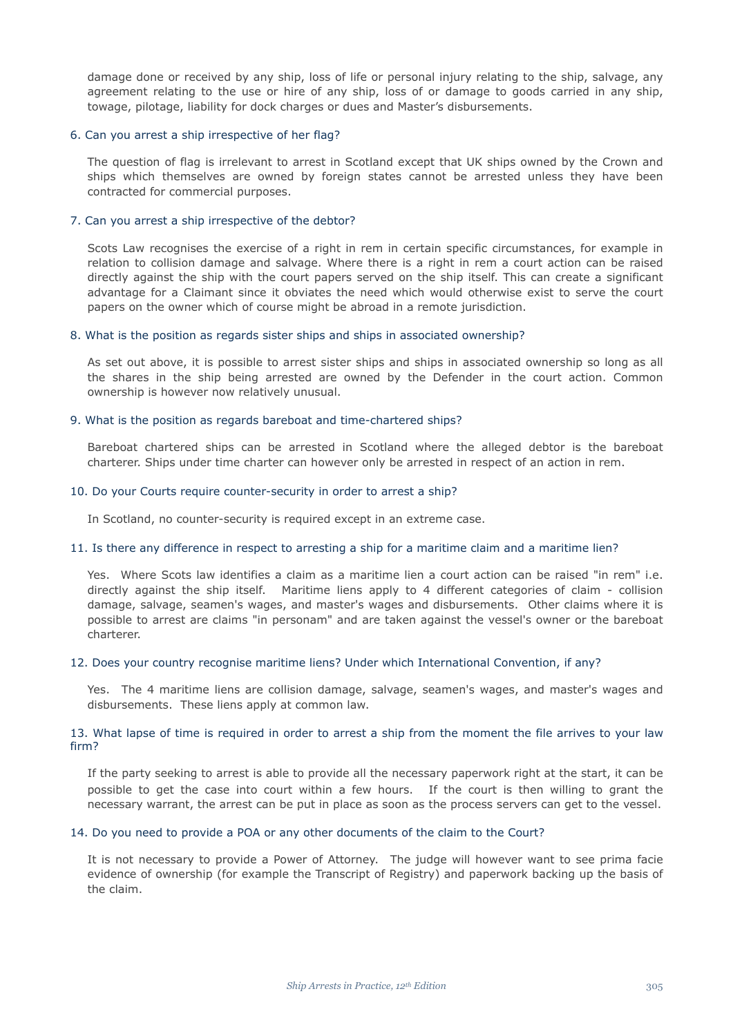damage done or received by any ship, loss of life or personal injury relating to the ship, salvage, any agreement relating to the use or hire of any ship, loss of or damage to goods carried in any ship, towage, pilotage, liability for dock charges or dues and Master's disbursements.

### 6. Can you arrest a ship irrespective of her flag?

The question of flag is irrelevant to arrest in Scotland except that UK ships owned by the Crown and ships which themselves are owned by foreign states cannot be arrested unless they have been contracted for commercial purposes.

### 7. Can you arrest a ship irrespective of the debtor?

Scots Law recognises the exercise of a right in rem in certain specific circumstances, for example in relation to collision damage and salvage. Where there is a right in rem a court action can be raised directly against the ship with the court papers served on the ship itself. This can create a significant advantage for a Claimant since it obviates the need which would otherwise exist to serve the court papers on the owner which of course might be abroad in a remote jurisdiction.

### 8. What is the position as regards sister ships and ships in associated ownership?

As set out above, it is possible to arrest sister ships and ships in associated ownership so long as all the shares in the ship being arrested are owned by the Defender in the court action. Common ownership is however now relatively unusual.

### 9. What is the position as regards bareboat and time-chartered ships?

Bareboat chartered ships can be arrested in Scotland where the alleged debtor is the bareboat charterer. Ships under time charter can however only be arrested in respect of an action in rem.

### 10. Do your Courts require counter-security in order to arrest a ship?

In Scotland, no counter-security is required except in an extreme case.

### 11. Is there any difference in respect to arresting a ship for a maritime claim and a maritime lien?

Yes. Where Scots law identifies a claim as a maritime lien a court action can be raised "in rem" i.e. directly against the ship itself. Maritime liens apply to 4 different categories of claim - collision damage, salvage, seamen's wages, and master's wages and disbursements. Other claims where it is possible to arrest are claims "in personam" and are taken against the vessel's owner or the bareboat charterer.

### 12. Does your country recognise maritime liens? Under which International Convention, if any?

Yes. The 4 maritime liens are collision damage, salvage, seamen's wages, and master's wages and disbursements. These liens apply at common law.

### 13. What lapse of time is required in order to arrest a ship from the moment the file arrives to your law firm?

If the party seeking to arrest is able to provide all the necessary paperwork right at the start, it can be possible to get the case into court within a few hours. If the court is then willing to grant the necessary warrant, the arrest can be put in place as soon as the process servers can get to the vessel.

### 14. Do you need to provide a POA or any other documents of the claim to the Court?

It is not necessary to provide a Power of Attorney. The judge will however want to see prima facie evidence of ownership (for example the Transcript of Registry) and paperwork backing up the basis of the claim.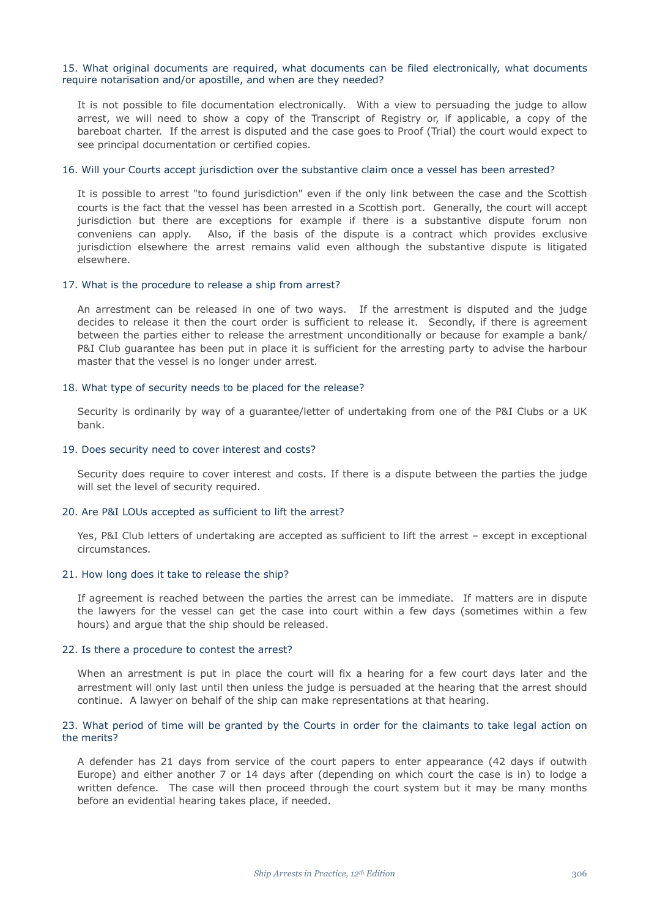### 15. What original documents are required, what documents can be filed electronically, what documents require notarisation and/or apostille, and when are they needed?

It is not possible to file documentation electronically. With a view to persuading the judge to allow arrest, we will need to show a copy of the Transcript of Registry or, if applicable, a copy of the bareboat charter. If the arrest is disputed and the case goes to Proof (Trial) the court would expect to see principal documentation or certified copies.

### 16. Will your Courts accept jurisdiction over the substantive claim once a vessel has been arrested?

It is possible to arrest "to found jurisdiction" even if the only link between the case and the Scottish courts is the fact that the vessel has been arrested in a Scottish port. Generally, the court will accept jurisdiction but there are exceptions for example if there is a substantive dispute forum non conveniens can apply. Also, if the basis of the dispute is a contract which provides exclusive jurisdiction elsewhere the arrest remains valid even although the substantive dispute is litigated elsewhere.

### 17. What is the procedure to release a ship from arrest?

An arrestment can be released in one of two ways. If the arrestment is disputed and the judge decides to release it then the court order is sufficient to release it. Secondly, if there is agreement between the parties either to release the arrestment unconditionally or because for example a bank/ P&I Club guarantee has been put in place it is sufficient for the arresting party to advise the harbour master that the vessel is no longer under arrest.

### 18. What type of security needs to be placed for the release?

Security is ordinarily by way of a guarantee/letter of undertaking from one of the P&I Clubs or a UK bank.

### 19. Does security need to cover interest and costs?

Security does require to cover interest and costs. If there is a dispute between the parties the judge will set the level of security required.

### 20. Are P&I LOUs accepted as sufficient to lift the arrest?

Yes, P&I Club letters of undertaking are accepted as sufficient to lift the arrest – except in exceptional circumstances.

### 21. How long does it take to release the ship?

If agreement is reached between the parties the arrest can be immediate. If matters are in dispute the lawyers for the vessel can get the case into court within a few days (sometimes within a few hours) and argue that the ship should be released.

### 22. Is there a procedure to contest the arrest?

When an arrestment is put in place the court will fix a hearing for a few court days later and the arrestment will only last until then unless the judge is persuaded at the hearing that the arrest should continue. A lawyer on behalf of the ship can make representations at that hearing.

### 23. What period of time will be granted by the Courts in order for the claimants to take legal action on the merits?

A defender has 21 days from service of the court papers to enter appearance (42 days if outwith Europe) and either another 7 or 14 days after (depending on which court the case is in) to lodge a written defence. The case will then proceed through the court system but it may be many months before an evidential hearing takes place, if needed.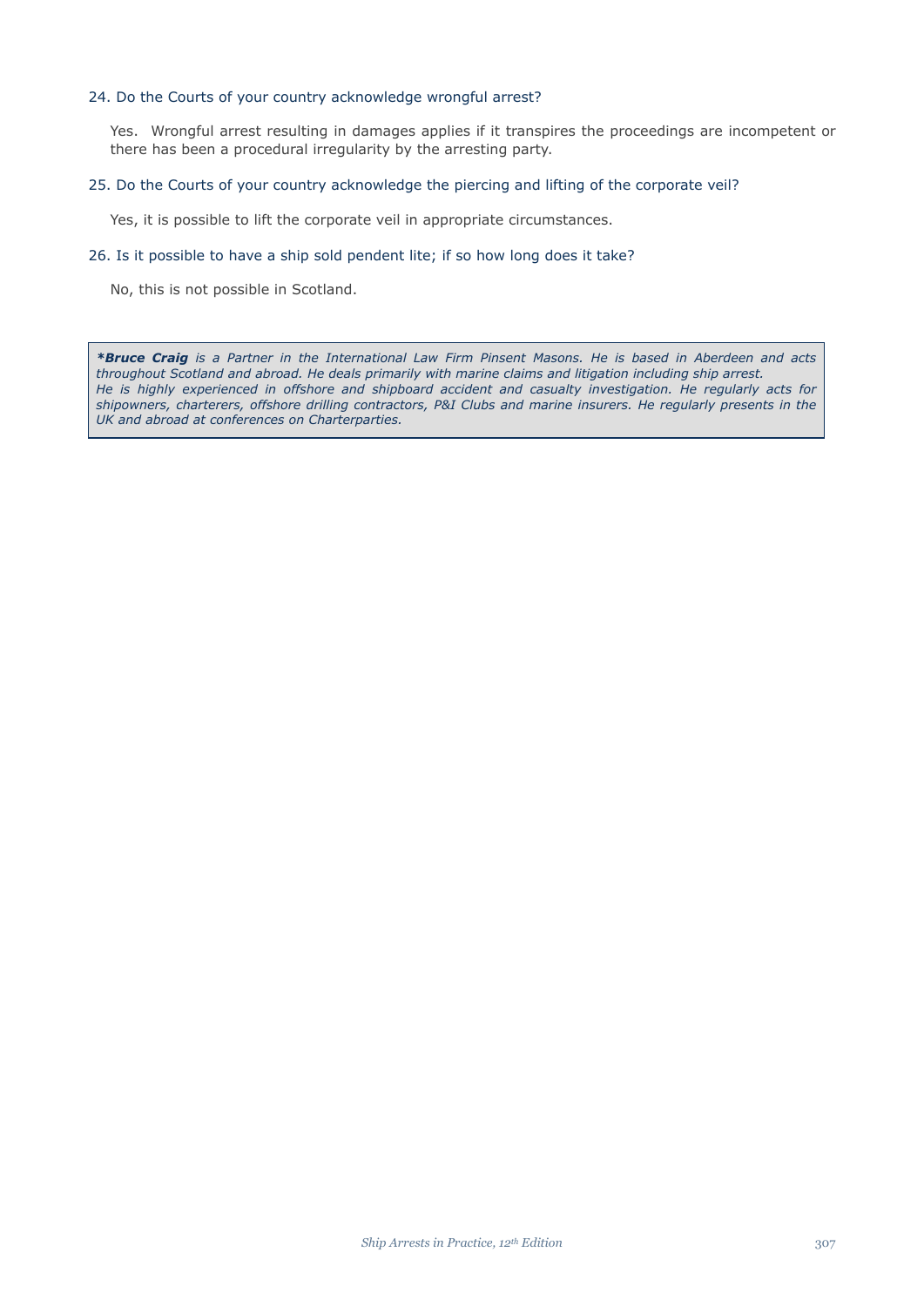24. Do the Courts of your country acknowledge wrongful arrest?

Yes. Wrongful arrest resulting in damages applies if it transpires the proceedings are incompetent or there has been a procedural irregularity by the arresting party.

25. Do the Courts of your country acknowledge the piercing and lifting of the corporate veil?

Yes, it is possible to lift the corporate veil in appropriate circumstances.

26. Is it possible to have a ship sold pendent lite; if so how long does it take?

No, this is not possible in Scotland.

***Bruce Craig** *is a Partner in the International Law Firm Pinsent Masons. He is based in Aberdeen and acts throughout Scotland and abroad. He deals primarily with marine claims and litigation including ship arrest.*
*He is highly experienced in offshore and shipboard accident and casualty investigation. He regularly acts for shipowners, charterers, offshore drilling contractors, P&I Clubs and marine insurers. He regularly presents in the UK and abroad at conferences on Charterparties.*